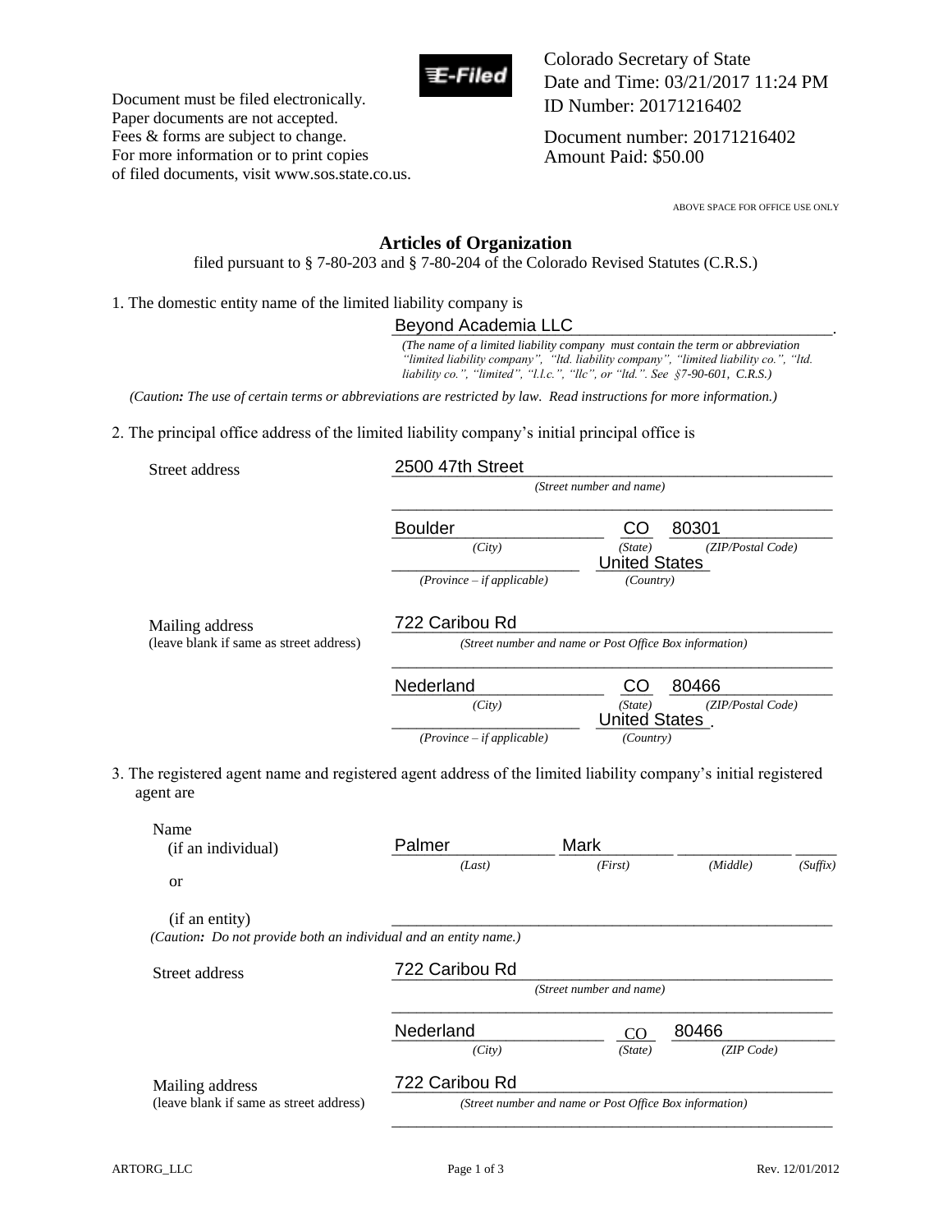Document must be filed electronically.
Paper documents are not accepted.
Fees & forms are subject to change.
For more information or to print copies of filed documents, visit www.sos.state.co.us.

Colorado Secretary of State
Date and Time: 03/21/2017 11:24 PM
ID Number: 20171216402

Document number: 20171216402
Amount Paid: $50.00

ABOVE SPACE FOR OFFICE USE ONLY

# Articles of Organization

filed pursuant to § 7-80-203 and § 7-80-204 of the Colorado Revised Statutes (C.R.S.)

1. The domestic entity name of the limited liability company is

Beyond Academia LLC.

*(The name of a limited liability company must contain the term or abbreviation "limited liability company", "ltd. liability company", "limited liability co.", "ltd. liability co.", "limited", "l.l.c.", "llc", or "ltd.". See §7-90-601, C.R.S.)*

*(Caution: The use of certain terms or abbreviations are restricted by law. Read instructions for more information.)*

2. The principal office address of the limited liability company's initial principal office is

**Street address**

2500 47th Street *(Street number and name)*

Boulder *(City)* CO *(State)* 80301 *(ZIP/Postal Code)*

*(Province – if applicable)* United States *(Country)*

**Mailing address** (leave blank if same as street address)

722 Caribou Rd *(Street number and name or Post Office Box information)*

Nederland *(City)* CO *(State)* 80466 *(ZIP/Postal Code)*

*(Province – if applicable)* United States. *(Country)*

3. The registered agent name and registered agent address of the limited liability company's initial registered agent are

**Name** (if an individual)

Palmer *(Last)* Mark *(First)* *(Middle)* *(Suffix)*

or

(if an entity)

*(Caution: Do not provide both an individual and an entity name.)*

**Street address**

722 Caribou Rd *(Street number and name)*

Nederland *(City)* CO *(State)* 80466 *(ZIP Code)*

**Mailing address** (leave blank if same as street address)

722 Caribou Rd *(Street number and name or Post Office Box information)*

ARTORG_LLC Rev. 12/01/2012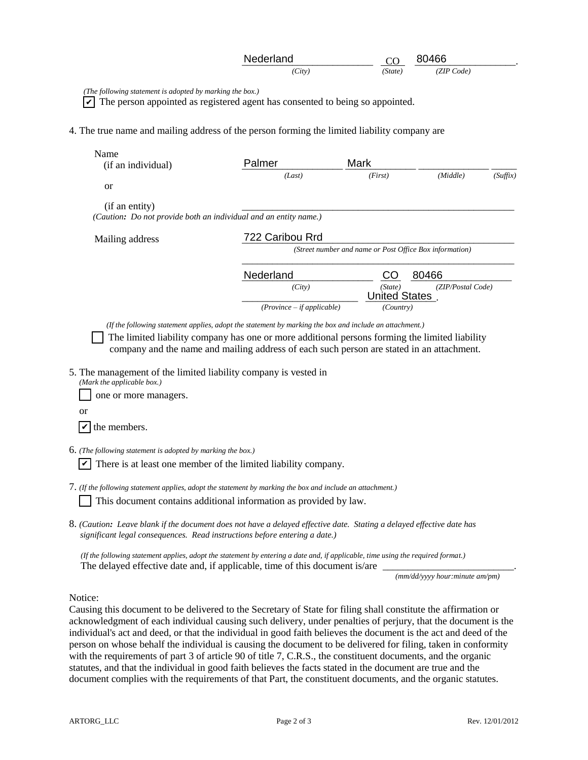Nederland (City) CO (State) 80466 (ZIP Code).

*(The following statement is adopted by marking the box.)*

☑ The person appointed as registered agent has consented to being so appointed.

4. The true name and mailing address of the person forming the limited liability company are

Name (if an individual)

| Palmer | Mark | | |
|---|---|---|---|
| *(Last)* | *(First)* | *(Middle)* | *(Suffix)* |

or

(if an entity) ______________________________

*(Caution: Do not provide both an individual and an entity name.)*

Mailing address

722 Caribou Rrd
*(Street number and name or Post Office Box information)*

______________________________

| Nederland | CO | 80466 |
|---|---|---|
| *(City)* | *(State)* | *(ZIP/Postal Code)* |

| | United States. |
|---|---|
| *(Province – if applicable)* | *(Country)* |

*(If the following statement applies, adopt the statement by marking the box and include an attachment.)*

☐ The limited liability company has one or more additional persons forming the limited liability company and the name and mailing address of each such person are stated in an attachment.

5. The management of the limited liability company is vested in
*(Mark the applicable box.)*

☐ one or more managers.

or

☑ the members.

6. *(The following statement is adopted by marking the box.)*

☑ There is at least one member of the limited liability company.

7. *(If the following statement applies, adopt the statement by marking the box and include an attachment.)*

☐ This document contains additional information as provided by law.

8. *(Caution: Leave blank if the document does not have a delayed effective date. Stating a delayed effective date has significant legal consequences. Read instructions before entering a date.)*

*(If the following statement applies, adopt the statement by entering a date and, if applicable, time using the required format.)*
The delayed effective date and, if applicable, time of this document is/are ______________________.
*(mm/dd/yyyy hour:minute am/pm)*

Notice:
Causing this document to be delivered to the Secretary of State for filing shall constitute the affirmation or acknowledgment of each individual causing such delivery, under penalties of perjury, that the document is the individual's act and deed, or that the individual in good faith believes the document is the act and deed of the person on whose behalf the individual is causing the document to be delivered for filing, taken in conformity with the requirements of part 3 of article 90 of title 7, C.R.S., the constituent documents, and the organic statutes, and that the individual in good faith believes the facts stated in the document are true and the document complies with the requirements of that Part, the constituent documents, and the organic statutes.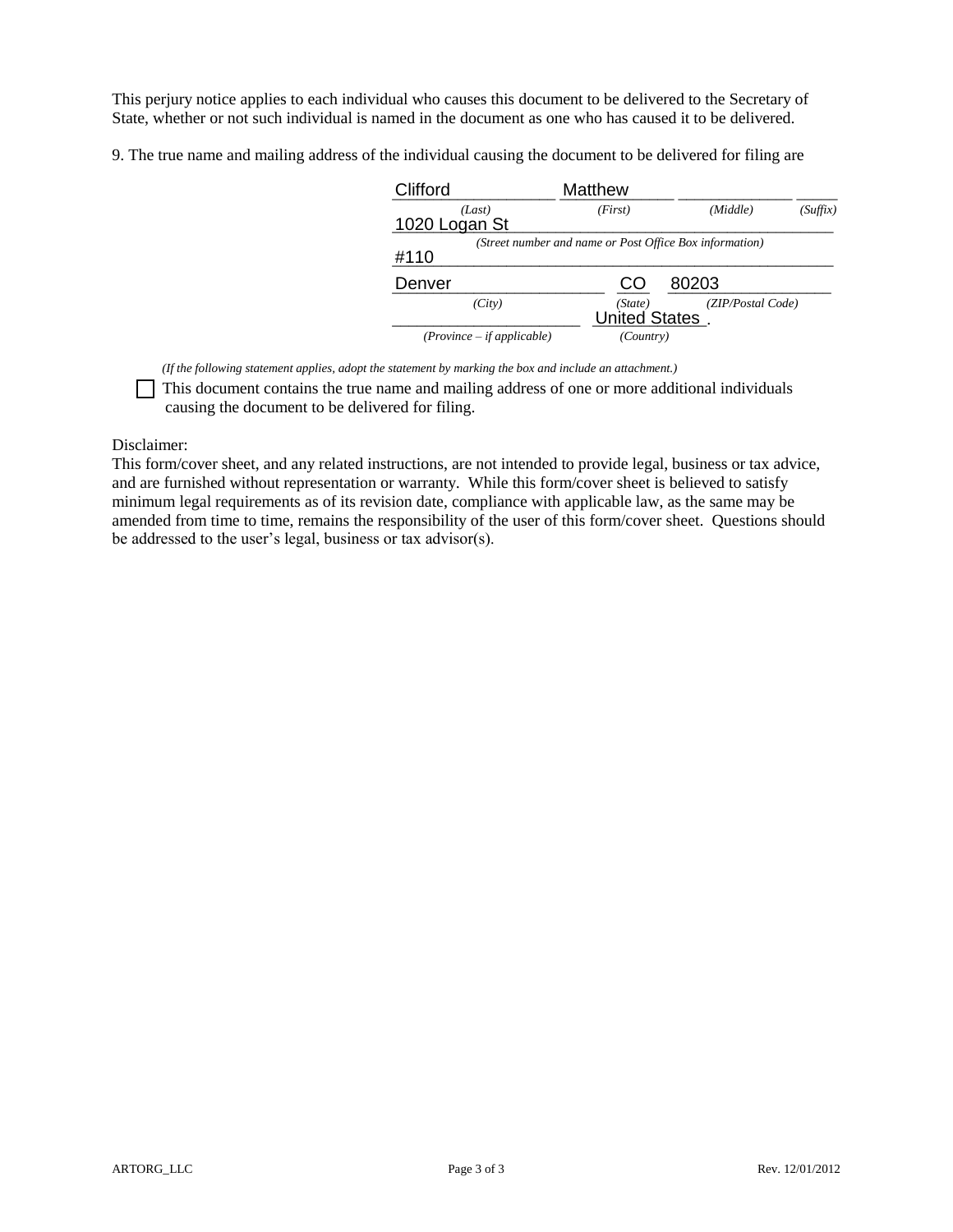This perjury notice applies to each individual who causes this document to be delivered to the Secretary of State, whether or not such individual is named in the document as one who has caused it to be delivered.

9. The true name and mailing address of the individual causing the document to be delivered for filing are

| | | | |
|---|---|---|---|
| Clifford | Matthew | | |
| *(Last)* | *(First)* | *(Middle)* | *(Suffix)* |

1020 Logan St
*(Street number and name or Post Office Box information)*

#110

| | | |
|---|---|---|
| Denver | CO | 80203 |
| *(City)* | *(State)* | *(ZIP/Postal Code)* |
| | United States . | |
| *(Province – if applicable)* | *(Country)* | |

*(If the following statement applies, adopt the statement by marking the box and include an attachment.)*

☐ This document contains the true name and mailing address of one or more additional individuals causing the document to be delivered for filing.

Disclaimer:
This form/cover sheet, and any related instructions, are not intended to provide legal, business or tax advice, and are furnished without representation or warranty. While this form/cover sheet is believed to satisfy minimum legal requirements as of its revision date, compliance with applicable law, as the same may be amended from time to time, remains the responsibility of the user of this form/cover sheet. Questions should be addressed to the user's legal, business or tax advisor(s).

ARTORG_LLC Rev. 12/01/2012